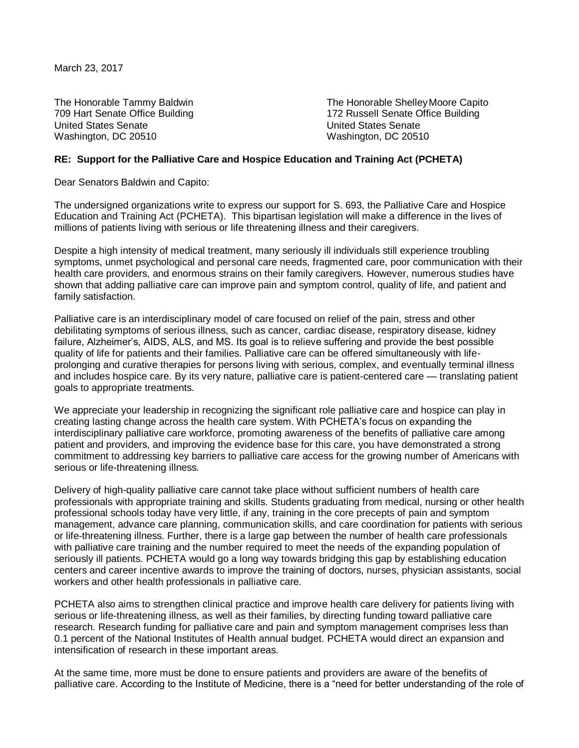March 23, 2017

The Honorable Tammy Baldwin
709 Hart Senate Office Building
United States Senate
Washington, DC 20510

The Honorable Shelley Moore Capito
172 Russell Senate Office Building
United States Senate
Washington, DC 20510

**RE: Support for the Palliative Care and Hospice Education and Training Act (PCHETA)**

Dear Senators Baldwin and Capito:

The undersigned organizations write to express our support for S. 693, the Palliative Care and Hospice Education and Training Act (PCHETA). This bipartisan legislation will make a difference in the lives of millions of patients living with serious or life threatening illness and their caregivers.

Despite a high intensity of medical treatment, many seriously ill individuals still experience troubling symptoms, unmet psychological and personal care needs, fragmented care, poor communication with their health care providers, and enormous strains on their family caregivers. However, numerous studies have shown that adding palliative care can improve pain and symptom control, quality of life, and patient and family satisfaction.

Palliative care is an interdisciplinary model of care focused on relief of the pain, stress and other debilitating symptoms of serious illness, such as cancer, cardiac disease, respiratory disease, kidney failure, Alzheimer's, AIDS, ALS, and MS. Its goal is to relieve suffering and provide the best possible quality of life for patients and their families. Palliative care can be offered simultaneously with life-prolonging and curative therapies for persons living with serious, complex, and eventually terminal illness and includes hospice care. By its very nature, palliative care is patient-centered care — translating patient goals to appropriate treatments.

We appreciate your leadership in recognizing the significant role palliative care and hospice can play in creating lasting change across the health care system. With PCHETA's focus on expanding the interdisciplinary palliative care workforce, promoting awareness of the benefits of palliative care among patient and providers, and improving the evidence base for this care, you have demonstrated a strong commitment to addressing key barriers to palliative care access for the growing number of Americans with serious or life-threatening illness.

Delivery of high-quality palliative care cannot take place without sufficient numbers of health care professionals with appropriate training and skills. Students graduating from medical, nursing or other health professional schools today have very little, if any, training in the core precepts of pain and symptom management, advance care planning, communication skills, and care coordination for patients with serious or life-threatening illness. Further, there is a large gap between the number of health care professionals with palliative care training and the number required to meet the needs of the expanding population of seriously ill patients. PCHETA would go a long way towards bridging this gap by establishing education centers and career incentive awards to improve the training of doctors, nurses, physician assistants, social workers and other health professionals in palliative care.

PCHETA also aims to strengthen clinical practice and improve health care delivery for patients living with serious or life-threatening illness, as well as their families, by directing funding toward palliative care research. Research funding for palliative care and pain and symptom management comprises less than 0.1 percent of the National Institutes of Health annual budget. PCHETA would direct an expansion and intensification of research in these important areas.

At the same time, more must be done to ensure patients and providers are aware of the benefits of palliative care. According to the Institute of Medicine, there is a "need for better understanding of the role of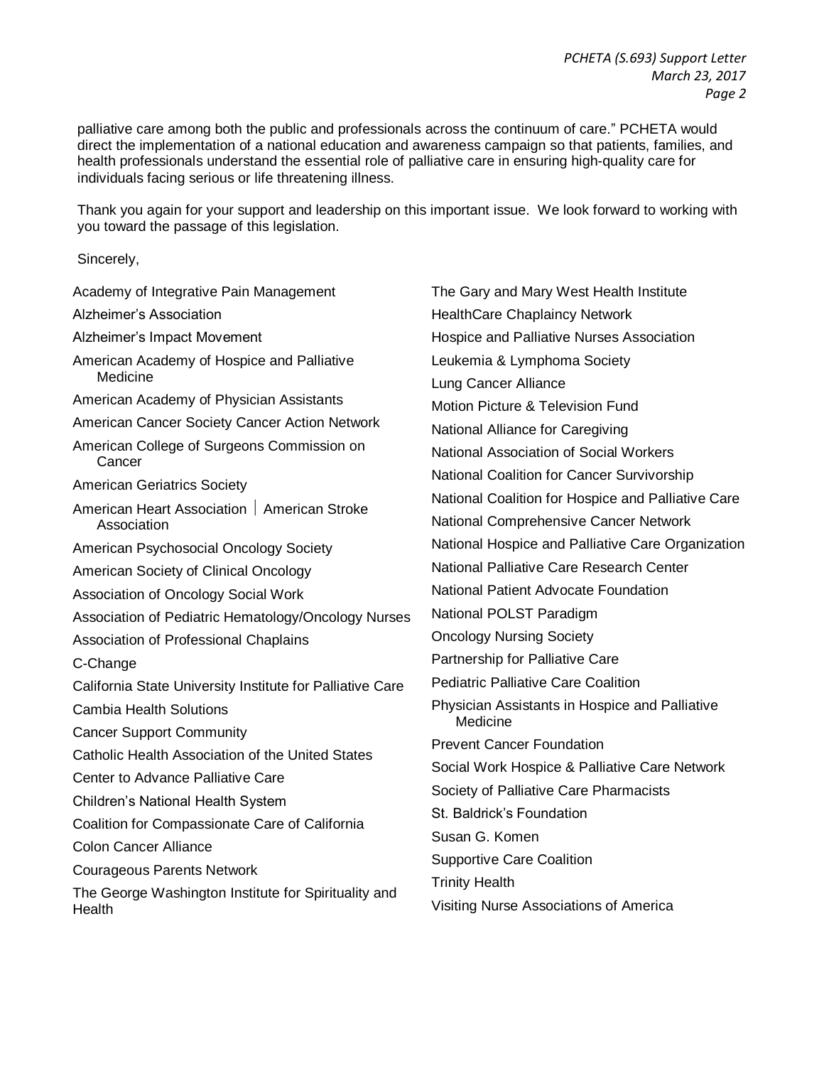palliative care among both the public and professionals across the continuum of care." PCHETA would direct the implementation of a national education and awareness campaign so that patients, families, and health professionals understand the essential role of palliative care in ensuring high-quality care for individuals facing serious or life threatening illness.

Thank you again for your support and leadership on this important issue. We look forward to working with you toward the passage of this legislation.

Sincerely,

Academy of Integrative Pain Management
Alzheimer's Association
Alzheimer's Impact Movement
American Academy of Hospice and Palliative Medicine
American Academy of Physician Assistants
American Cancer Society Cancer Action Network
American College of Surgeons Commission on Cancer
American Geriatrics Society
American Heart Association | American Stroke Association
American Psychosocial Oncology Society
American Society of Clinical Oncology
Association of Oncology Social Work
Association of Pediatric Hematology/Oncology Nurses
Association of Professional Chaplains
C-Change
California State University Institute for Palliative Care
Cambia Health Solutions
Cancer Support Community
Catholic Health Association of the United States
Center to Advance Palliative Care
Children's National Health System
Coalition for Compassionate Care of California
Colon Cancer Alliance
Courageous Parents Network
The George Washington Institute for Spirituality and Health
The Gary and Mary West Health Institute
HealthCare Chaplaincy Network
Hospice and Palliative Nurses Association
Leukemia & Lymphoma Society
Lung Cancer Alliance
Motion Picture & Television Fund
National Alliance for Caregiving
National Association of Social Workers
National Coalition for Cancer Survivorship
National Coalition for Hospice and Palliative Care
National Comprehensive Cancer Network
National Hospice and Palliative Care Organization
National Palliative Care Research Center
National Patient Advocate Foundation
National POLST Paradigm
Oncology Nursing Society
Partnership for Palliative Care
Pediatric Palliative Care Coalition
Physician Assistants in Hospice and Palliative Medicine
Prevent Cancer Foundation
Social Work Hospice & Palliative Care Network
Society of Palliative Care Pharmacists
St. Baldrick's Foundation
Susan G. Komen
Supportive Care Coalition
Trinity Health
Visiting Nurse Associations of America